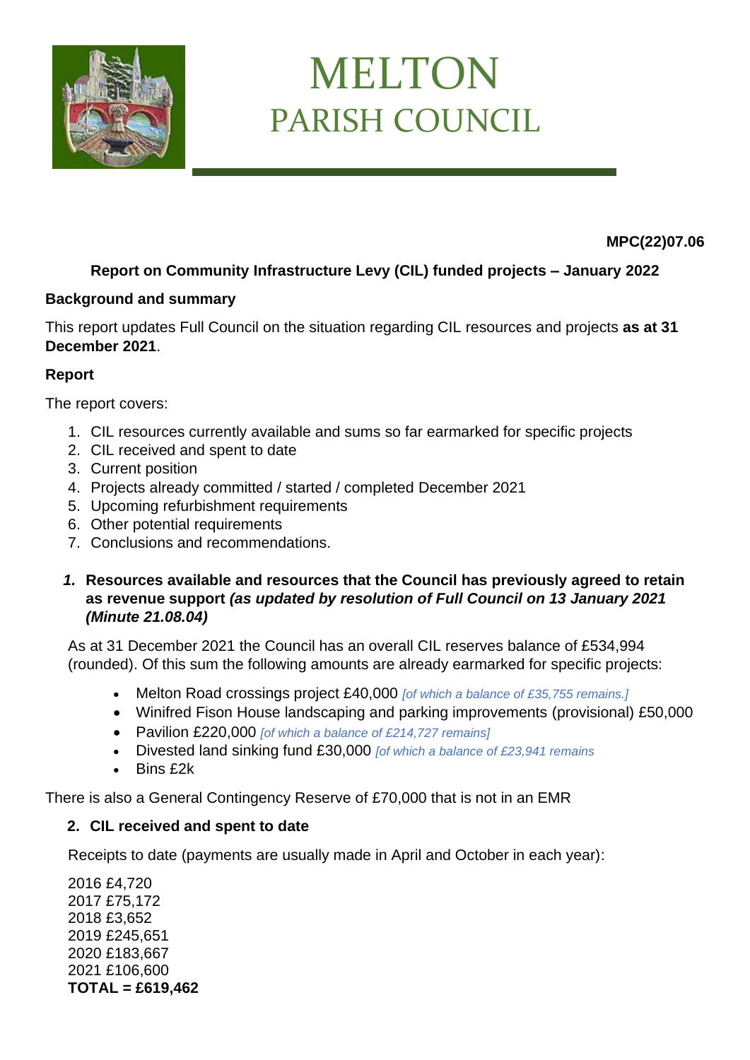# MELTON
## PARISH COUNCIL

**MPC(22)07.06**

### Report on Community Infrastructure Levy (CIL) funded projects – January 2022

**Background and summary**

This report updates Full Council on the situation regarding CIL resources and projects **as at 31 December 2021**.

**Report**

The report covers:

1. CIL resources currently available and sums so far earmarked for specific projects
2. CIL received and spent to date
3. Current position
4. Projects already committed / started / completed December 2021
5. Upcoming refurbishment requirements
6. Other potential requirements
7. Conclusions and recommendations.

***1.*** **Resources available and resources that the Council has previously agreed to retain as revenue support** ***(as updated by resolution of Full Council on 13 January 2021 (Minute 21.08.04)***

As at 31 December 2021 the Council has an overall CIL reserves balance of £534,994 (rounded). Of this sum the following amounts are already earmarked for specific projects:

- Melton Road crossings project £40,000 *[of which a balance of £35,755 remains.]*
- Winifred Fison House landscaping and parking improvements (provisional) £50,000
- Pavilion £220,000 *[of which a balance of £214,727 remains]*
- Divested land sinking fund £30,000 *[of which a balance of £23,941 remains*
- Bins £2k

There is also a General Contingency Reserve of £70,000 that is not in an EMR

**2. CIL received and spent to date**

Receipts to date (payments are usually made in April and October in each year):

2016 £4,720
2017 £75,172
2018 £3,652
2019 £245,651
2020 £183,667
2021 £106,600
**TOTAL = £619,462**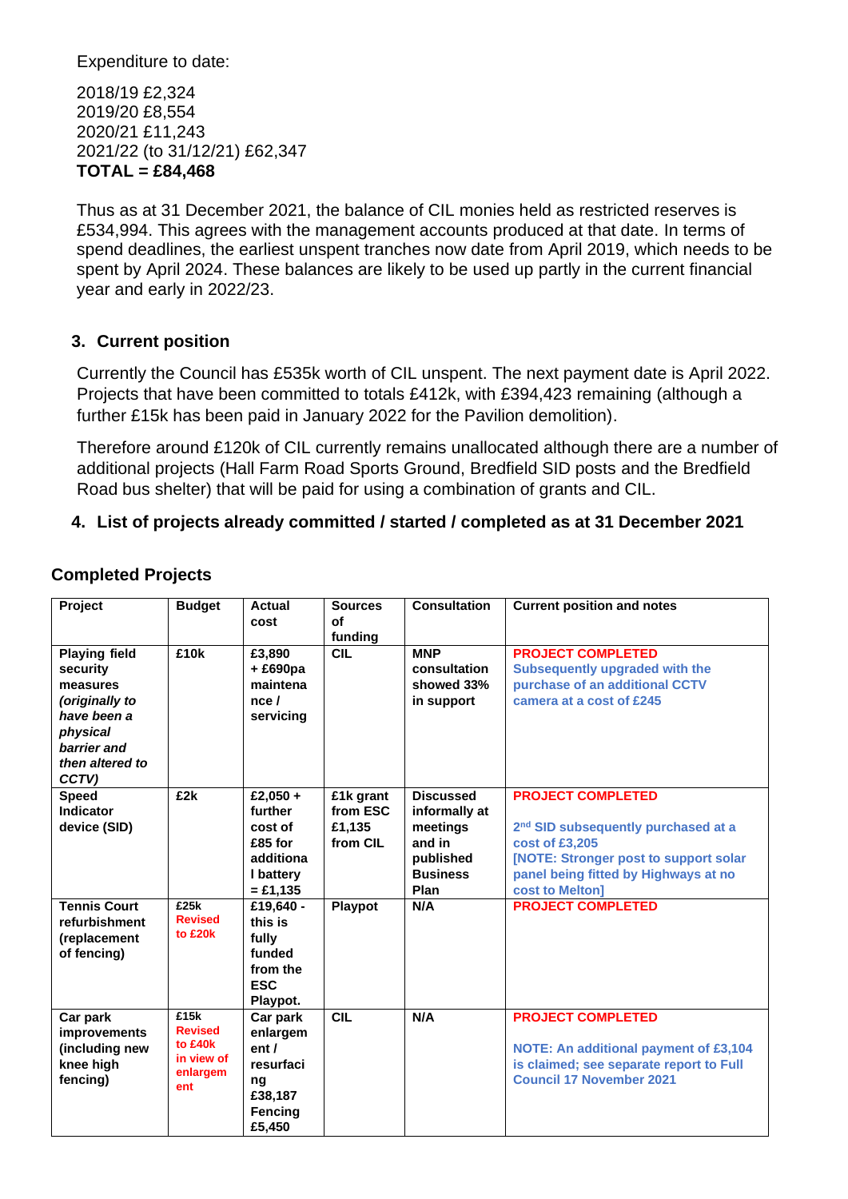Expenditure to date:

2018/19 £2,324
2019/20 £8,554
2020/21 £11,243
2021/22 (to 31/12/21) £62,347
**TOTAL = £84,468**

Thus as at 31 December 2021, the balance of CIL monies held as restricted reserves is £534,994. This agrees with the management accounts produced at that date. In terms of spend deadlines, the earliest unspent tranches now date from April 2019, which needs to be spent by April 2024. These balances are likely to be used up partly in the current financial year and early in 2022/23.

## 3. Current position

Currently the Council has £535k worth of CIL unspent. The next payment date is April 2022. Projects that have been committed to totals £412k, with £394,423 remaining (although a further £15k has been paid in January 2022 for the Pavilion demolition).

Therefore around £120k of CIL currently remains unallocated although there are a number of additional projects (Hall Farm Road Sports Ground, Bredfield SID posts and the Bredfield Road bus shelter) that will be paid for using a combination of grants and CIL.

## 4. List of projects already committed / started / completed as at 31 December 2021

### Completed Projects

| Project | Budget | Actual cost | Sources of funding | Consultation | Current position and notes |
|---|---|---|---|---|---|
| **Playing field security measures** ***(originally to have been a physical barrier and then altered to CCTV)*** | **£10k** | **£3,890 + £690pa maintenance / servicing** | **CIL** | **MNP consultation showed 33% in support** | **PROJECT COMPLETED** **Subsequently upgraded with the purchase of an additional CCTV camera at a cost of £245** |
| **Speed Indicator device (SID)** | **£2k** | **£2,050 + further cost of £85 for additional battery = £1,135** | **£1k grant from ESC £1,135 from CIL** | **Discussed informally at meetings and in published Business Plan** | **PROJECT COMPLETED** **2nd SID subsequently purchased at a cost of £3,205** **[NOTE: Stronger post to support solar panel being fitted by Highways at no cost to Melton]** |
| **Tennis Court refurbishment (replacement of fencing)** | **£25k Revised to £20k** | **£19,640 - this is fully funded from the ESC Playpot.** | **Playpot** | **N/A** | **PROJECT COMPLETED** |
| **Car park improvements (including new knee high fencing)** | **£15k Revised to £40k in view of enlargement** | **Car park enlargement / resurfacing £38,187 Fencing £5,450** | **CIL** | **N/A** | **PROJECT COMPLETED** **NOTE: An additional payment of £3,104 is claimed; see separate report to Full Council 17 November 2021** |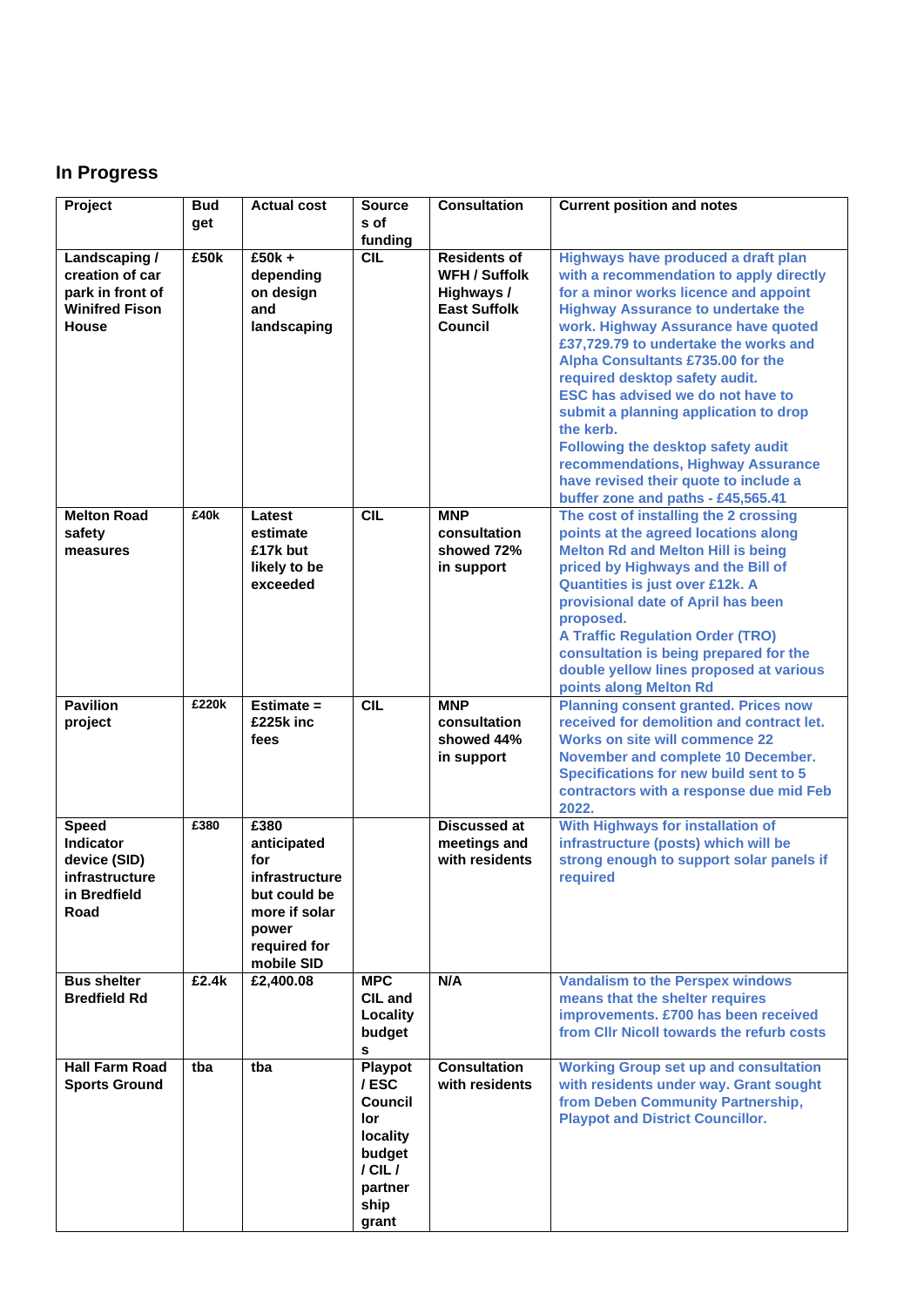## In Progress

| Project | Budget | Actual cost | Sources of funding | Consultation | Current position and notes |
|---|---|---|---|---|---|
| Landscaping / creation of car park in front of Winifred Fison House | £50k | £50k + depending on design and landscaping | CIL | Residents of WFH / Suffolk Highways / East Suffolk Council | Highways have produced a draft plan with a recommendation to apply directly for a minor works licence and appoint Highway Assurance to undertake the work. Highway Assurance have quoted £37,729.79 to undertake the works and Alpha Consultants £735.00 for the required desktop safety audit. ESC has advised we do not have to submit a planning application to drop the kerb. Following the desktop safety audit recommendations, Highway Assurance have revised their quote to include a buffer zone and paths - £45,565.41 |
| Melton Road safety measures | £40k | Latest estimate £17k but likely to be exceeded | CIL | MNP consultation showed 72% in support | The cost of installing the 2 crossing points at the agreed locations along Melton Rd and Melton Hill is being priced by Highways and the Bill of Quantities is just over £12k. A provisional date of April has been proposed. A Traffic Regulation Order (TRO) consultation is being prepared for the double yellow lines proposed at various points along Melton Rd |
| Pavilion project | £220k | Estimate = £225k inc fees | CIL | MNP consultation showed 44% in support | Planning consent granted. Prices now received for demolition and contract let. Works on site will commence 22 November and complete 10 December. Specifications for new build sent to 5 contractors with a response due mid Feb 2022. |
| Speed Indicator device (SID) infrastructure in Bredfield Road | £380 | £380 anticipated for infrastructure but could be more if solar power required for mobile SID | | Discussed at meetings and with residents | With Highways for installation of infrastructure (posts) which will be strong enough to support solar panels if required |
| Bus shelter Bredfield Rd | £2.4k | £2,400.08 | MPC CIL and Locality budgets | N/A | Vandalism to the Perspex windows means that the shelter requires improvements. £700 has been received from Cllr Nicoll towards the refurb costs |
| Hall Farm Road Sports Ground | tba | tba | Playpot / ESC Councillor locality budget / CIL / partnership grant | Consultation with residents | Working Group set up and consultation with residents under way. Grant sought from Deben Community Partnership, Playpot and District Councillor. |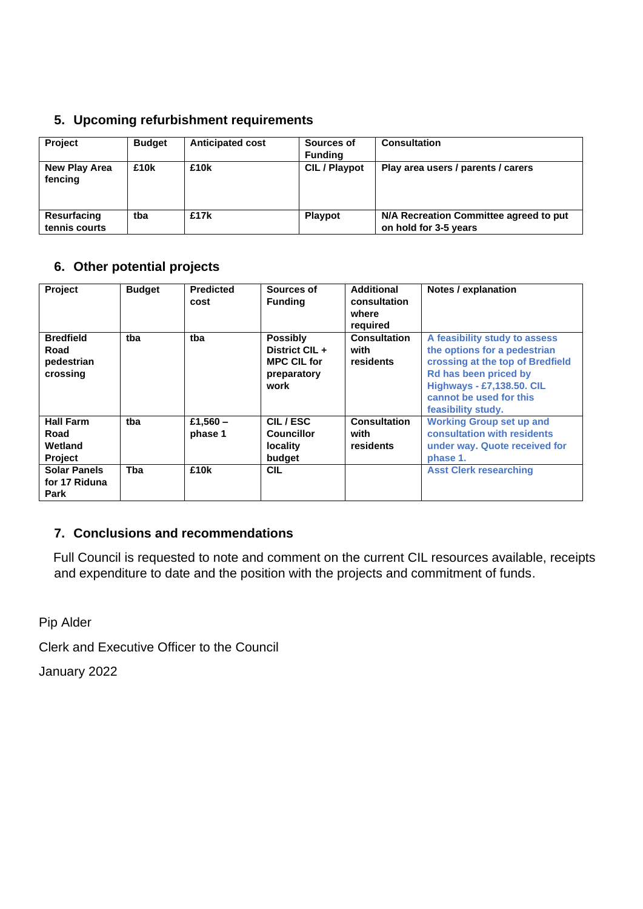## 5. Upcoming refurbishment requirements

| Project | Budget | Anticipated cost | Sources of Funding | Consultation |
|---|---|---|---|---|
| New Play Area fencing | £10k | £10k | CIL / Playpot | Play area users / parents / carers |
| Resurfacing tennis courts | tba | £17k | Playpot | N/A Recreation Committee agreed to put on hold for 3-5 years |

## 6. Other potential projects

| Project | Budget | Predicted cost | Sources of Funding | Additional consultation where required | Notes / explanation |
|---|---|---|---|---|---|
| Bredfield Road pedestrian crossing | tba | tba | Possibly District CIL + MPC CIL for preparatory work | Consultation with residents | A feasibility study to assess the options for a pedestrian crossing at the top of Bredfield Rd has been priced by Highways - £7,138.50. CIL cannot be used for this feasibility study. |
| Hall Farm Road Wetland Project | tba | £1,560 – phase 1 | CIL / ESC Councillor locality budget | Consultation with residents | Working Group set up and consultation with residents under way. Quote received for phase 1. |
| Solar Panels for 17 Riduna Park | Tba | £10k | CIL | | Asst Clerk researching |

## 7. Conclusions and recommendations

Full Council is requested to note and comment on the current CIL resources available, receipts and expenditure to date and the position with the projects and commitment of funds.

Pip Alder

Clerk and Executive Officer to the Council

January 2022